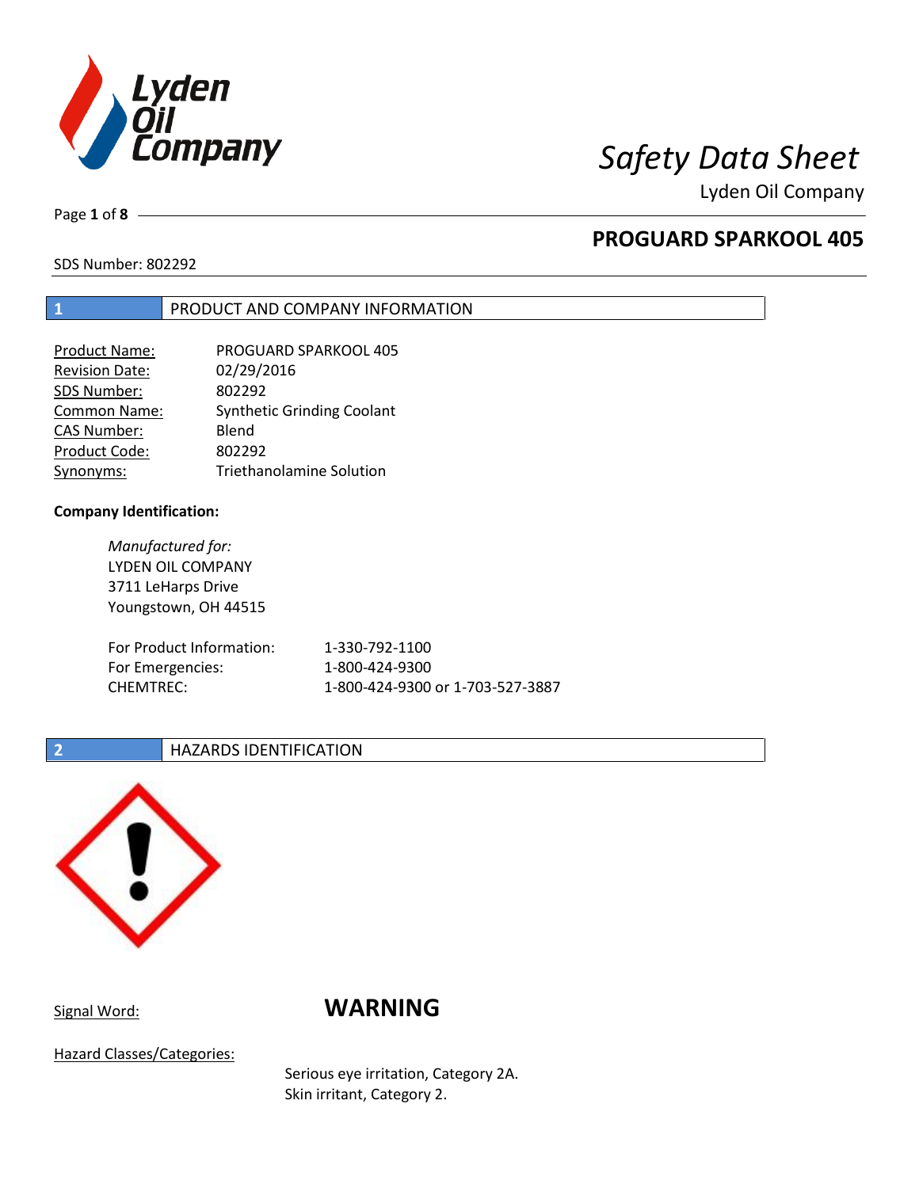# Safety Data Sheet

Lyden Oil Company

## PROGUARD SPARKOOL 405

SDS Number: 802292

## 1 PRODUCT AND COMPANY INFORMATION

| | |
|---|---|
| Product Name: | PROGUARD SPARKOOL 405 |
| Revision Date: | 02/29/2016 |
| SDS Number: | 802292 |
| Common Name: | Synthetic Grinding Coolant |
| CAS Number: | Blend |
| Product Code: | 802292 |
| Synonyms: | Triethanolamine Solution |

**Company Identification:**

*Manufactured for:*
LYDEN OIL COMPANY
3711 LeHarps Drive
Youngstown, OH 44515

| | |
|---|---|
| For Product Information: | 1-330-792-1100 |
| For Emergencies: | 1-800-424-9300 |
| CHEMTREC: | 1-800-424-9300 or 1-703-527-3887 |

## 2 HAZARDS IDENTIFICATION

Signal Word: **WARNING**

Hazard Classes/Categories:

Serious eye irritation, Category 2A.
Skin irritant, Category 2.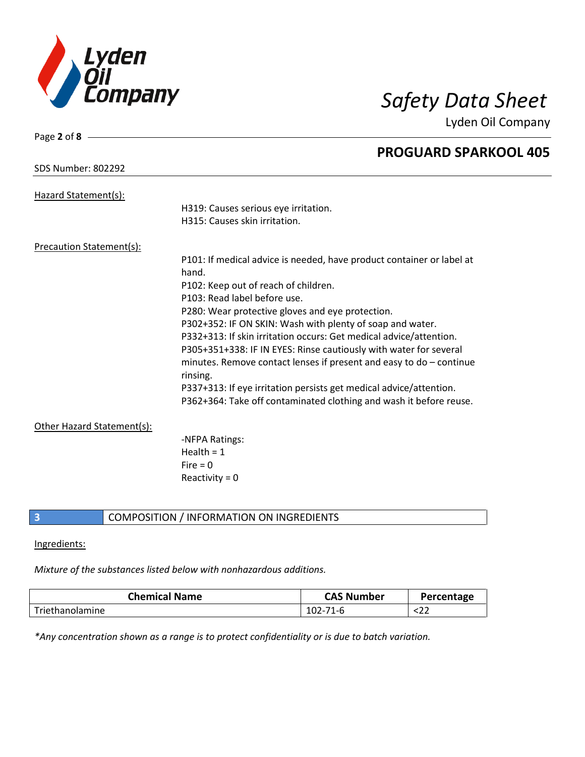Hazard Statement(s):

H319: Causes serious eye irritation.
H315: Causes skin irritation.

Precaution Statement(s):

P101: If medical advice is needed, have product container or label at hand.
P102: Keep out of reach of children.
P103: Read label before use.
P280: Wear protective gloves and eye protection.
P302+352: IF ON SKIN: Wash with plenty of soap and water.
P332+313: If skin irritation occurs: Get medical advice/attention.
P305+351+338: IF IN EYES: Rinse cautiously with water for several minutes. Remove contact lenses if present and easy to do – continue rinsing.
P337+313: If eye irritation persists get medical advice/attention.
P362+364: Take off contaminated clothing and wash it before reuse.

Other Hazard Statement(s):

-NFPA Ratings:
Health = 1
Fire = 0
Reactivity = 0

## 3 COMPOSITION / INFORMATION ON INGREDIENTS

Ingredients:

*Mixture of the substances listed below with nonhazardous additions.*

| Chemical Name | CAS Number | Percentage |
| --- | --- | --- |
| Triethanolamine | 102-71-6 | <22 |

*\*Any concentration shown as a range is to protect confidentiality or is due to batch variation.*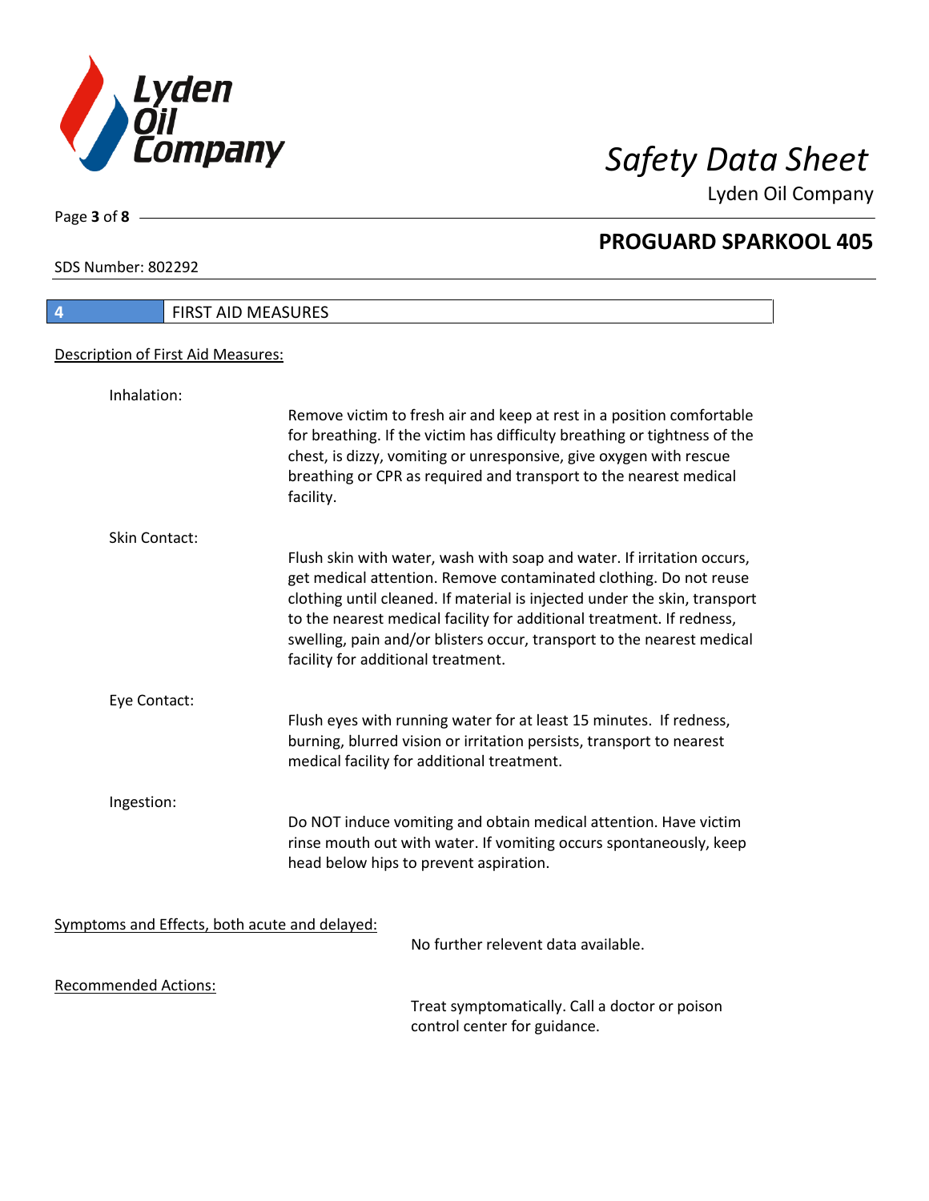## 4 FIRST AID MEASURES

### Description of First Aid Measures:

**Inhalation:**

Remove victim to fresh air and keep at rest in a position comfortable for breathing. If the victim has difficulty breathing or tightness of the chest, is dizzy, vomiting or unresponsive, give oxygen with rescue breathing or CPR as required and transport to the nearest medical facility.

**Skin Contact:**

Flush skin with water, wash with soap and water. If irritation occurs, get medical attention. Remove contaminated clothing. Do not reuse clothing until cleaned. If material is injected under the skin, transport to the nearest medical facility for additional treatment. If redness, swelling, pain and/or blisters occur, transport to the nearest medical facility for additional treatment.

**Eye Contact:**

Flush eyes with running water for at least 15 minutes. If redness, burning, blurred vision or irritation persists, transport to nearest medical facility for additional treatment.

**Ingestion:**

Do NOT induce vomiting and obtain medical attention. Have victim rinse mouth out with water. If vomiting occurs spontaneously, keep head below hips to prevent aspiration.

### Symptoms and Effects, both acute and delayed:

No further relevent data available.

### Recommended Actions:

Treat symptomatically. Call a doctor or poison control center for guidance.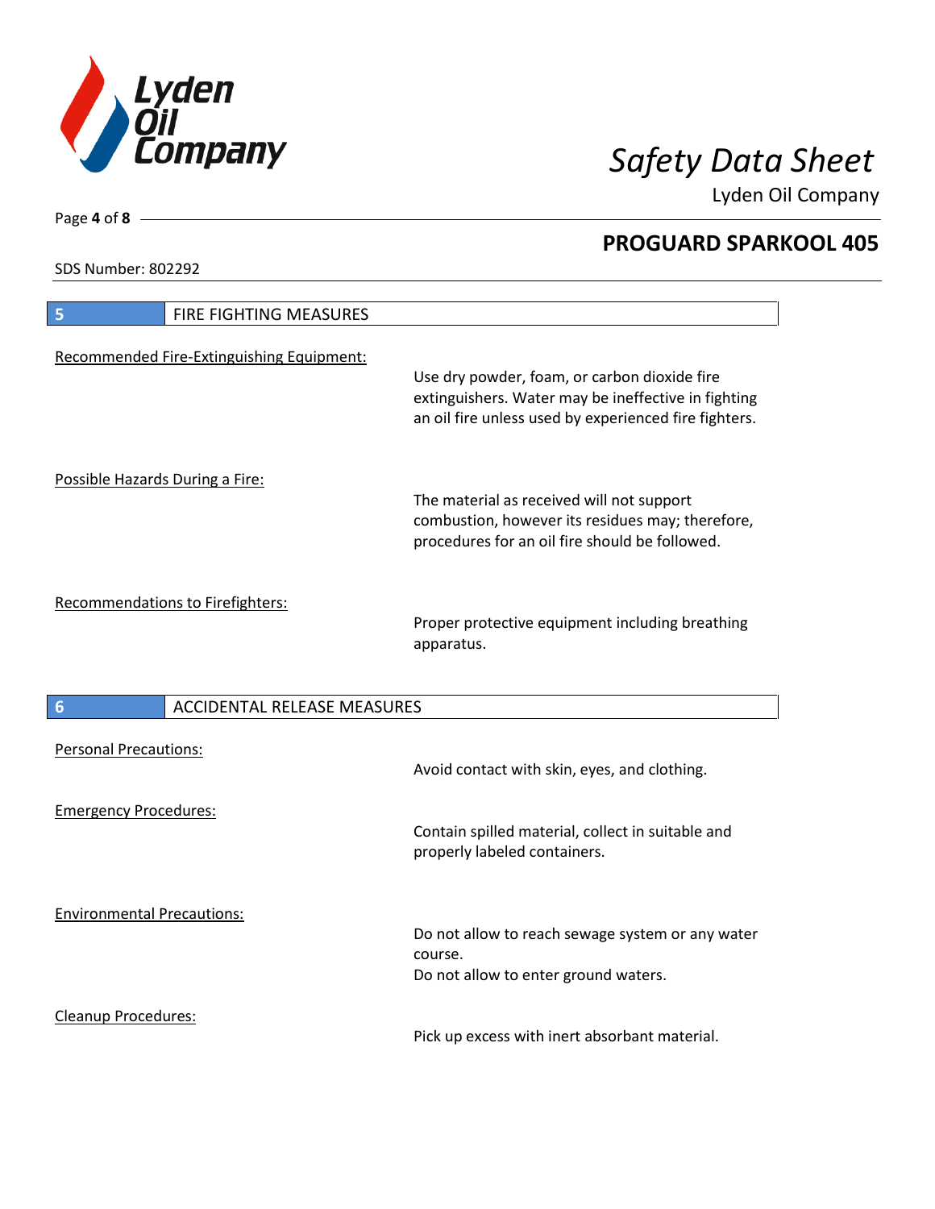## 5 FIRE FIGHTING MEASURES

Recommended Fire-Extinguishing Equipment:

Use dry powder, foam, or carbon dioxide fire extinguishers. Water may be ineffective in fighting an oil fire unless used by experienced fire fighters.

Possible Hazards During a Fire:

The material as received will not support combustion, however its residues may; therefore, procedures for an oil fire should be followed.

Recommendations to Firefighters:

Proper protective equipment including breathing apparatus.

## 6 ACCIDENTAL RELEASE MEASURES

Personal Precautions:

Avoid contact with skin, eyes, and clothing.

Emergency Procedures:

Contain spilled material, collect in suitable and properly labeled containers.

Environmental Precautions:

Do not allow to reach sewage system or any water course.
Do not allow to enter ground waters.

Cleanup Procedures:

Pick up excess with inert absorbant material.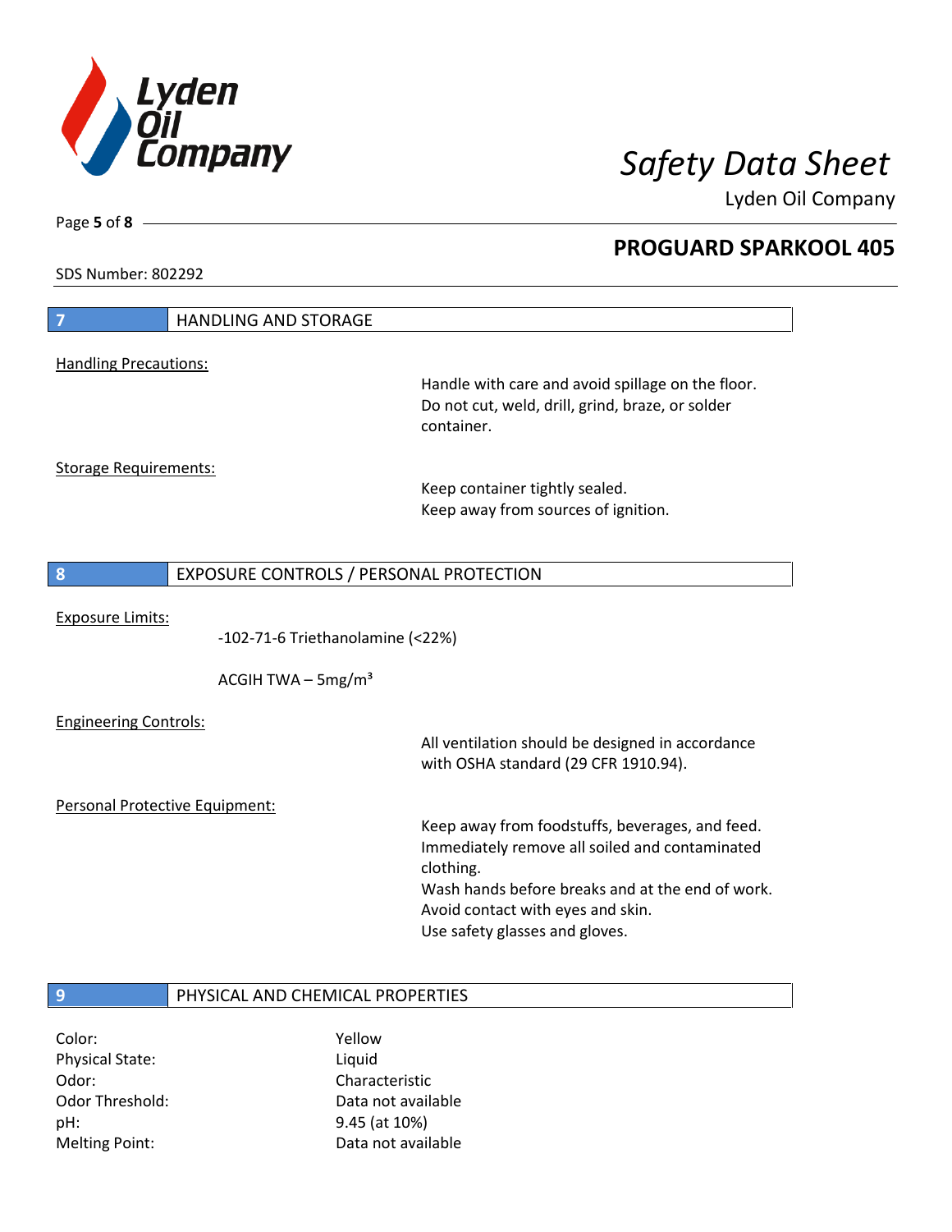SDS Number: 802292

## 7 HANDLING AND STORAGE

Handling Precautions:

Handle with care and avoid spillage on the floor.
Do not cut, weld, drill, grind, braze, or solder container.

Storage Requirements:

Keep container tightly sealed.
Keep away from sources of ignition.

## 8 EXPOSURE CONTROLS / PERSONAL PROTECTION

Exposure Limits:

-102-71-6 Triethanolamine (<22%)

ACGIH TWA – 5mg/m³

Engineering Controls:

All ventilation should be designed in accordance with OSHA standard (29 CFR 1910.94).

Personal Protective Equipment:

Keep away from foodstuffs, beverages, and feed.
Immediately remove all soiled and contaminated clothing.
Wash hands before breaks and at the end of work.
Avoid contact with eyes and skin.
Use safety glasses and gloves.

## 9 PHYSICAL AND CHEMICAL PROPERTIES

| | |
|---|---|
| Color: | Yellow |
| Physical State: | Liquid |
| Odor: | Characteristic |
| Odor Threshold: | Data not available |
| pH: | 9.45 (at 10%) |
| Melting Point: | Data not available |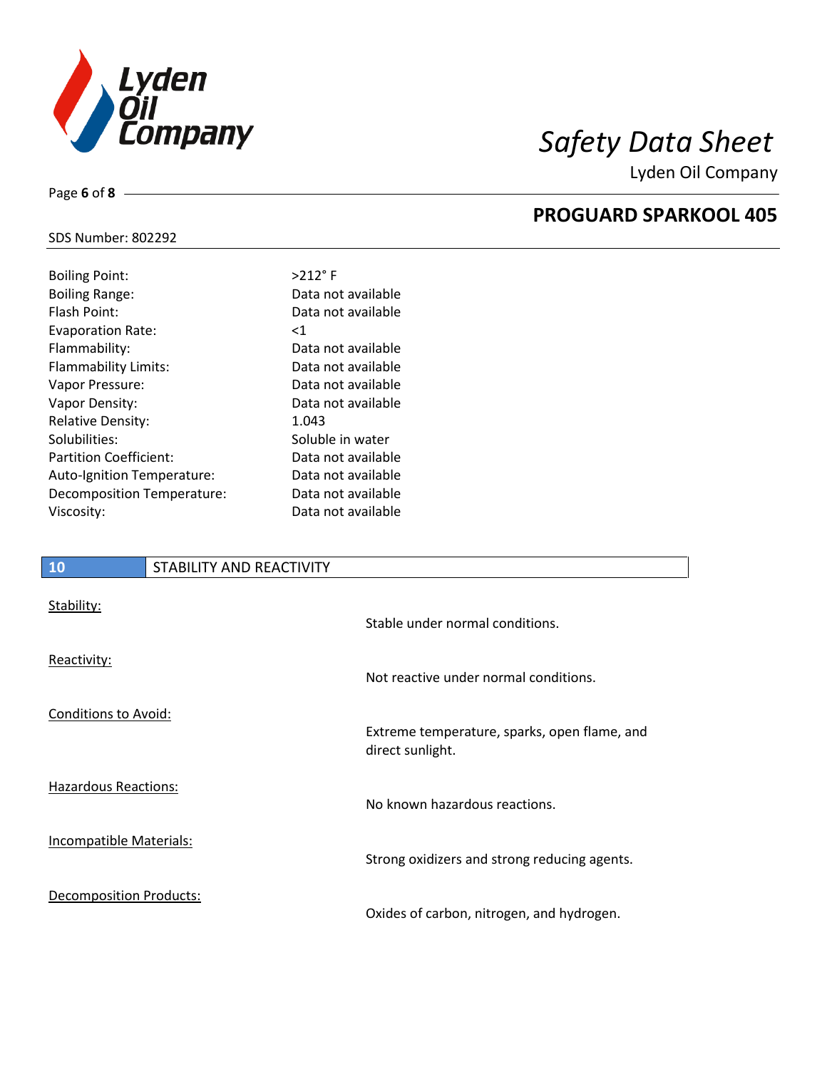| Property | Value |
|---|---|
| Boiling Point: | >212° F |
| Boiling Range: | Data not available |
| Flash Point: | Data not available |
| Evaporation Rate: | <1 |
| Flammability: | Data not available |
| Flammability Limits: | Data not available |
| Vapor Pressure: | Data not available |
| Vapor Density: | Data not available |
| Relative Density: | 1.043 |
| Solubilities: | Soluble in water |
| Partition Coefficient: | Data not available |
| Auto-Ignition Temperature: | Data not available |
| Decomposition Temperature: | Data not available |
| Viscosity: | Data not available |

## 10 STABILITY AND REACTIVITY

**Stability:**

Stable under normal conditions.

**Reactivity:**

Not reactive under normal conditions.

**Conditions to Avoid:**

Extreme temperature, sparks, open flame, and direct sunlight.

**Hazardous Reactions:**

No known hazardous reactions.

**Incompatible Materials:**

Strong oxidizers and strong reducing agents.

**Decomposition Products:**

Oxides of carbon, nitrogen, and hydrogen.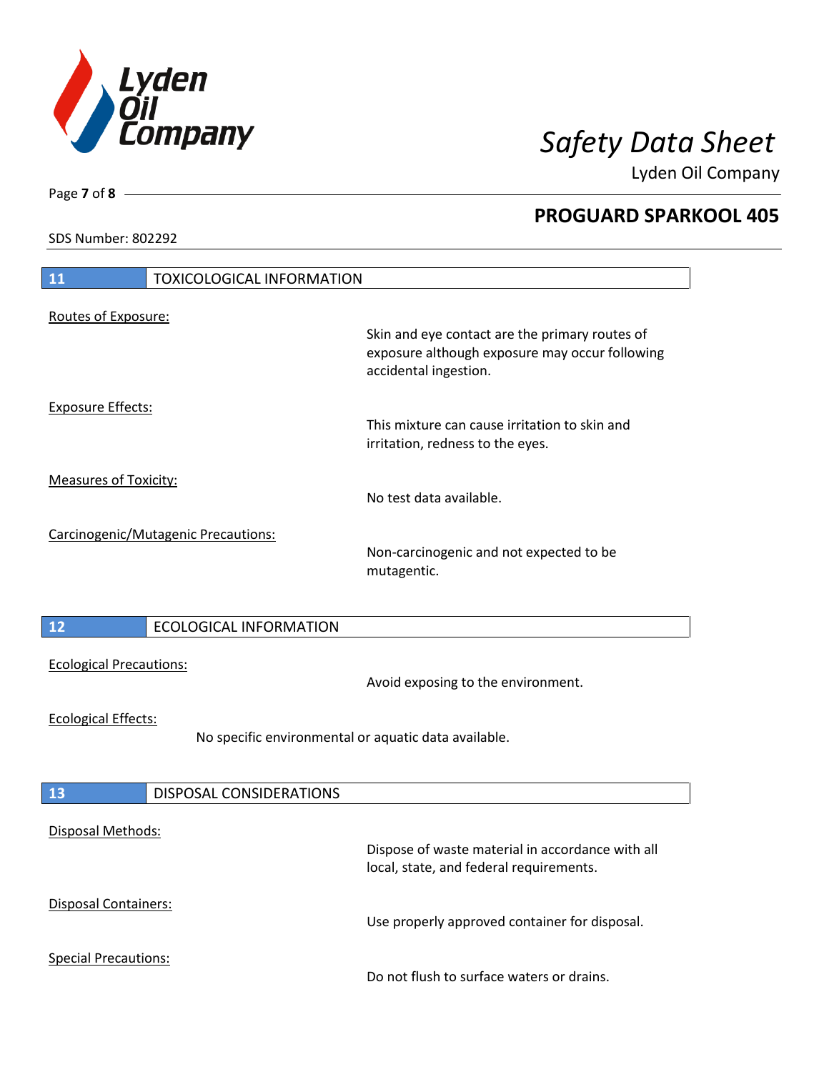## 11 TOXICOLOGICAL INFORMATION

Routes of Exposure:

Skin and eye contact are the primary routes of exposure although exposure may occur following accidental ingestion.

Exposure Effects:

This mixture can cause irritation to skin and irritation, redness to the eyes.

Measures of Toxicity:

No test data available.

Carcinogenic/Mutagenic Precautions:

Non-carcinogenic and not expected to be mutagentic.

## 12 ECOLOGICAL INFORMATION

Ecological Precautions:

Avoid exposing to the environment.

Ecological Effects:

No specific environmental or aquatic data available.

## 13 DISPOSAL CONSIDERATIONS

Disposal Methods:

Dispose of waste material in accordance with all local, state, and federal requirements.

Disposal Containers:

Use properly approved container for disposal.

Special Precautions:

Do not flush to surface waters or drains.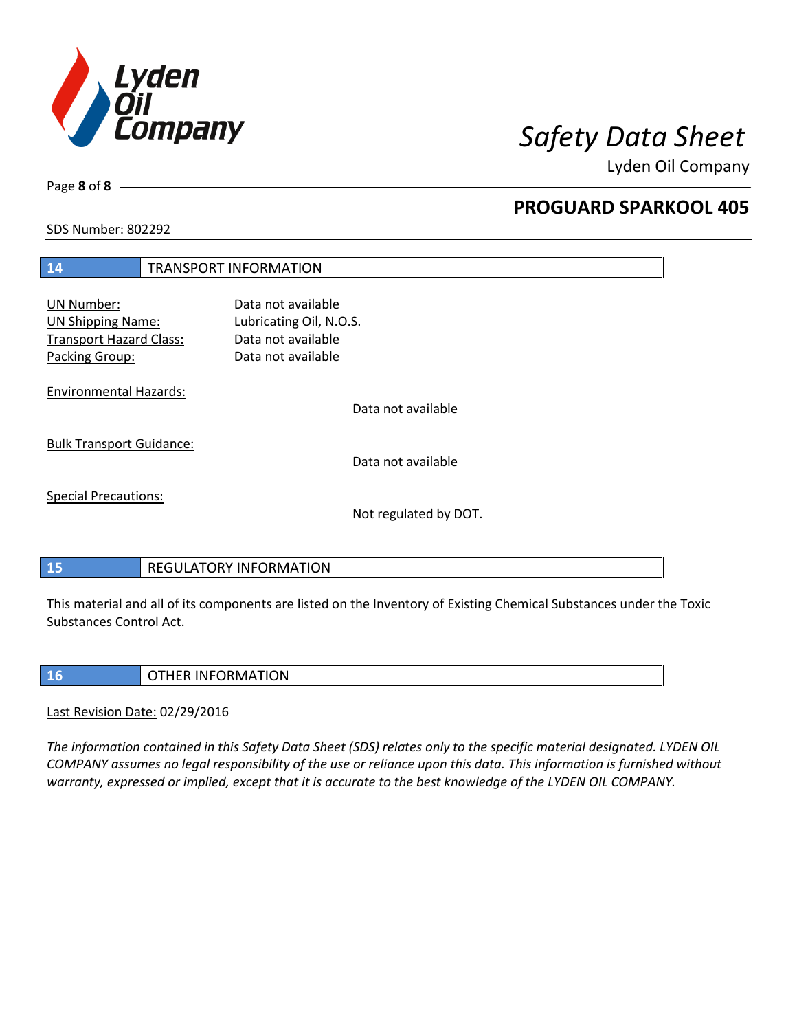## 14 TRANSPORT INFORMATION

| | |
|---|---|
| UN Number: | Data not available |
| UN Shipping Name: | Lubricating Oil, N.O.S. |
| Transport Hazard Class: | Data not available |
| Packing Group: | Data not available |

Environmental Hazards:

Data not available

Bulk Transport Guidance:

Data not available

Special Precautions:

Not regulated by DOT.

## 15 REGULATORY INFORMATION

This material and all of its components are listed on the Inventory of Existing Chemical Substances under the Toxic Substances Control Act.

## 16 OTHER INFORMATION

Last Revision Date: 02/29/2016

*The information contained in this Safety Data Sheet (SDS) relates only to the specific material designated. LYDEN OIL COMPANY assumes no legal responsibility of the use or reliance upon this data. This information is furnished without warranty, expressed or implied, except that it is accurate to the best knowledge of the LYDEN OIL COMPANY.*